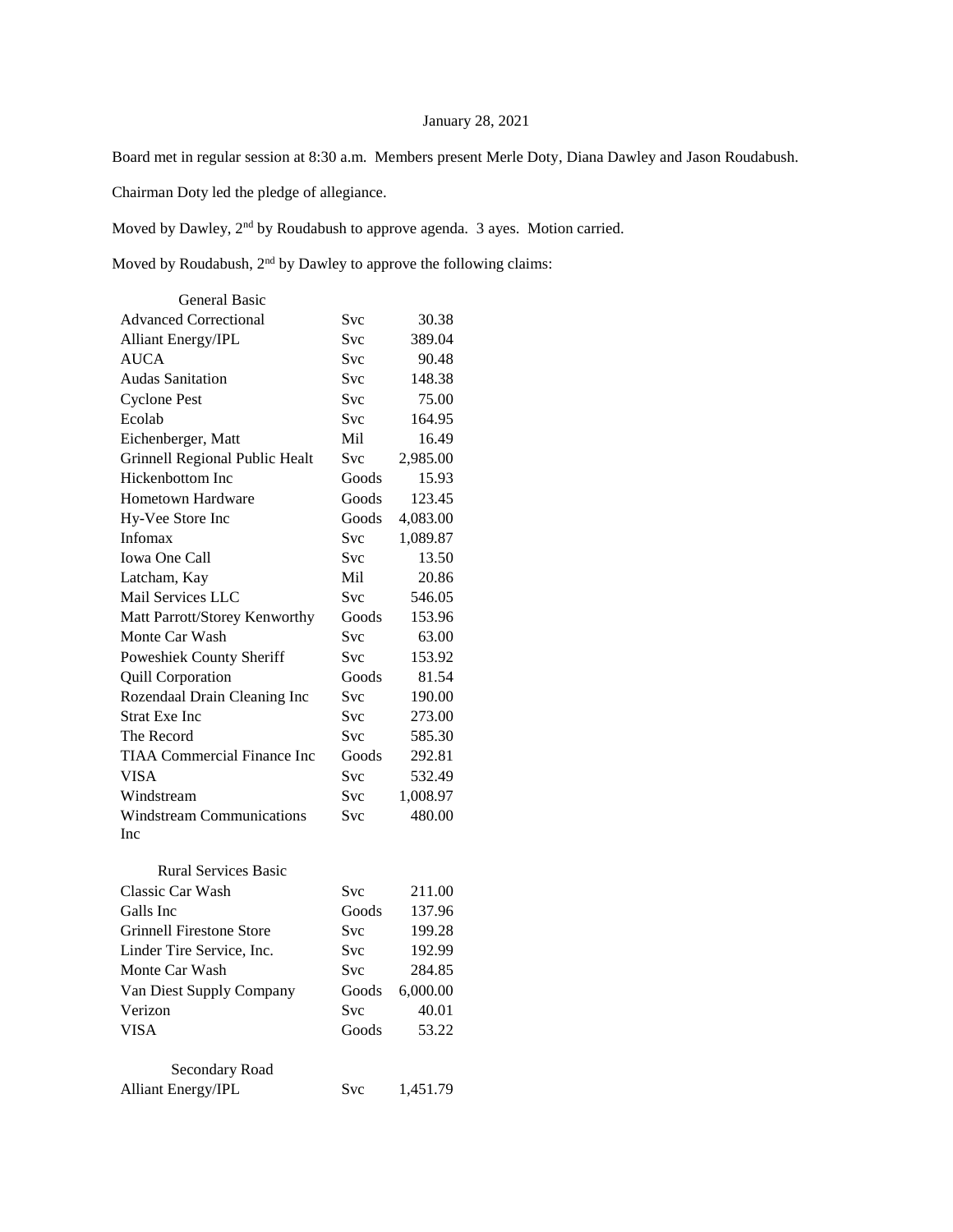January 28, 2021

Board met in regular session at 8:30 a.m. Members present Merle Doty, Diana Dawley and Jason Roudabush.

Chairman Doty led the pledge of allegiance.

Moved by Dawley, 2nd by Roudabush to approve agenda. 3 ayes. Motion carried.

Moved by Roudabush, 2nd by Dawley to approve the following claims:

| General Basic | | |
|---|---|---|
| Advanced Correctional | Svc | 30.38 |
| Alliant Energy/IPL | Svc | 389.04 |
| AUCA | Svc | 90.48 |
| Audas Sanitation | Svc | 148.38 |
| Cyclone Pest | Svc | 75.00 |
| Ecolab | Svc | 164.95 |
| Eichenberger, Matt | Mil | 16.49 |
| Grinnell Regional Public Healt | Svc | 2,985.00 |
| Hickenbottom Inc | Goods | 15.93 |
| Hometown Hardware | Goods | 123.45 |
| Hy-Vee Store Inc | Goods | 4,083.00 |
| Infomax | Svc | 1,089.87 |
| Iowa One Call | Svc | 13.50 |
| Latcham, Kay | Mil | 20.86 |
| Mail Services LLC | Svc | 546.05 |
| Matt Parrott/Storey Kenworthy | Goods | 153.96 |
| Monte Car Wash | Svc | 63.00 |
| Poweshiek County Sheriff | Svc | 153.92 |
| Quill Corporation | Goods | 81.54 |
| Rozendaal Drain Cleaning Inc | Svc | 190.00 |
| Strat Exe Inc | Svc | 273.00 |
| The Record | Svc | 585.30 |
| TIAA Commercial Finance Inc | Goods | 292.81 |
| VISA | Svc | 532.49 |
| Windstream | Svc | 1,008.97 |
| Windstream Communications Inc | Svc | 480.00 |
| **Rural Services Basic** | | |
| Classic Car Wash | Svc | 211.00 |
| Galls Inc | Goods | 137.96 |
| Grinnell Firestone Store | Svc | 199.28 |
| Linder Tire Service, Inc. | Svc | 192.99 |
| Monte Car Wash | Svc | 284.85 |
| Van Diest Supply Company | Goods | 6,000.00 |
| Verizon | Svc | 40.01 |
| VISA | Goods | 53.22 |
| **Secondary Road** | | |
| Alliant Energy/IPL | Svc | 1,451.79 |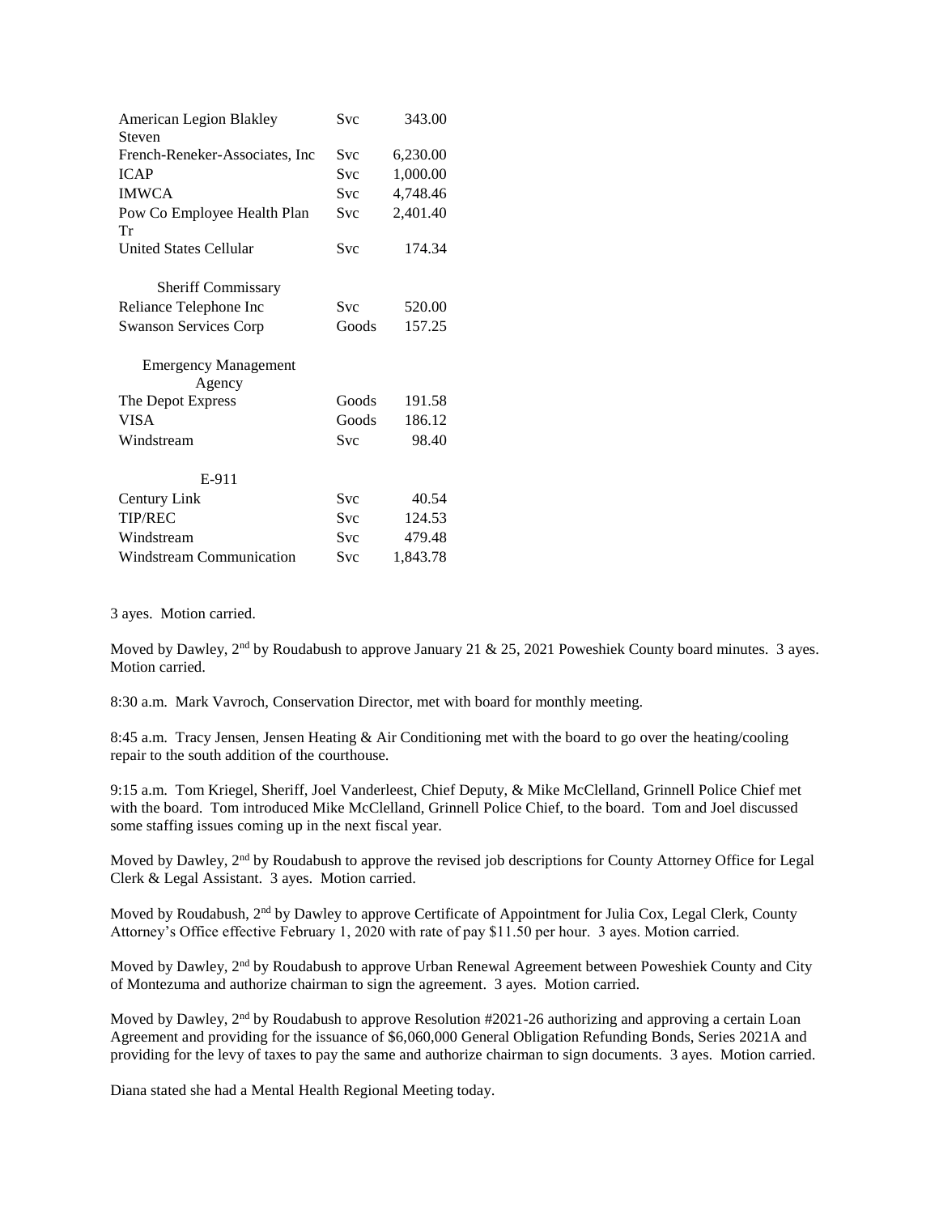| | | |
|---|---|---|
| American Legion Blakley Steven | Svc | 343.00 |
| French-Reneker-Associates, Inc | Svc | 6,230.00 |
| ICAP | Svc | 1,000.00 |
| IMWCA | Svc | 4,748.46 |
| Pow Co Employee Health Plan Tr | Svc | 2,401.40 |
| United States Cellular | Svc | 174.34 |
| **Sheriff Commissary** | | |
| Reliance Telephone Inc | Svc | 520.00 |
| Swanson Services Corp | Goods | 157.25 |
| **Emergency Management Agency** | | |
| The Depot Express | Goods | 191.58 |
| VISA | Goods | 186.12 |
| Windstream | Svc | 98.40 |
| **E-911** | | |
| Century Link | Svc | 40.54 |
| TIP/REC | Svc | 124.53 |
| Windstream | Svc | 479.48 |
| Windstream Communication | Svc | 1,843.78 |

3 ayes. Motion carried.

Moved by Dawley, 2nd by Roudabush to approve January 21 & 25, 2021 Poweshiek County board minutes. 3 ayes. Motion carried.

8:30 a.m. Mark Vavroch, Conservation Director, met with board for monthly meeting.

8:45 a.m. Tracy Jensen, Jensen Heating & Air Conditioning met with the board to go over the heating/cooling repair to the south addition of the courthouse.

9:15 a.m. Tom Kriegel, Sheriff, Joel Vanderleest, Chief Deputy, & Mike McClelland, Grinnell Police Chief met with the board. Tom introduced Mike McClelland, Grinnell Police Chief, to the board. Tom and Joel discussed some staffing issues coming up in the next fiscal year.

Moved by Dawley, 2nd by Roudabush to approve the revised job descriptions for County Attorney Office for Legal Clerk & Legal Assistant. 3 ayes. Motion carried.

Moved by Roudabush, 2nd by Dawley to approve Certificate of Appointment for Julia Cox, Legal Clerk, County Attorney's Office effective February 1, 2020 with rate of pay $11.50 per hour. 3 ayes. Motion carried.

Moved by Dawley, 2nd by Roudabush to approve Urban Renewal Agreement between Poweshiek County and City of Montezuma and authorize chairman to sign the agreement. 3 ayes. Motion carried.

Moved by Dawley, 2nd by Roudabush to approve Resolution #2021-26 authorizing and approving a certain Loan Agreement and providing for the issuance of $6,060,000 General Obligation Refunding Bonds, Series 2021A and providing for the levy of taxes to pay the same and authorize chairman to sign documents. 3 ayes. Motion carried.

Diana stated she had a Mental Health Regional Meeting today.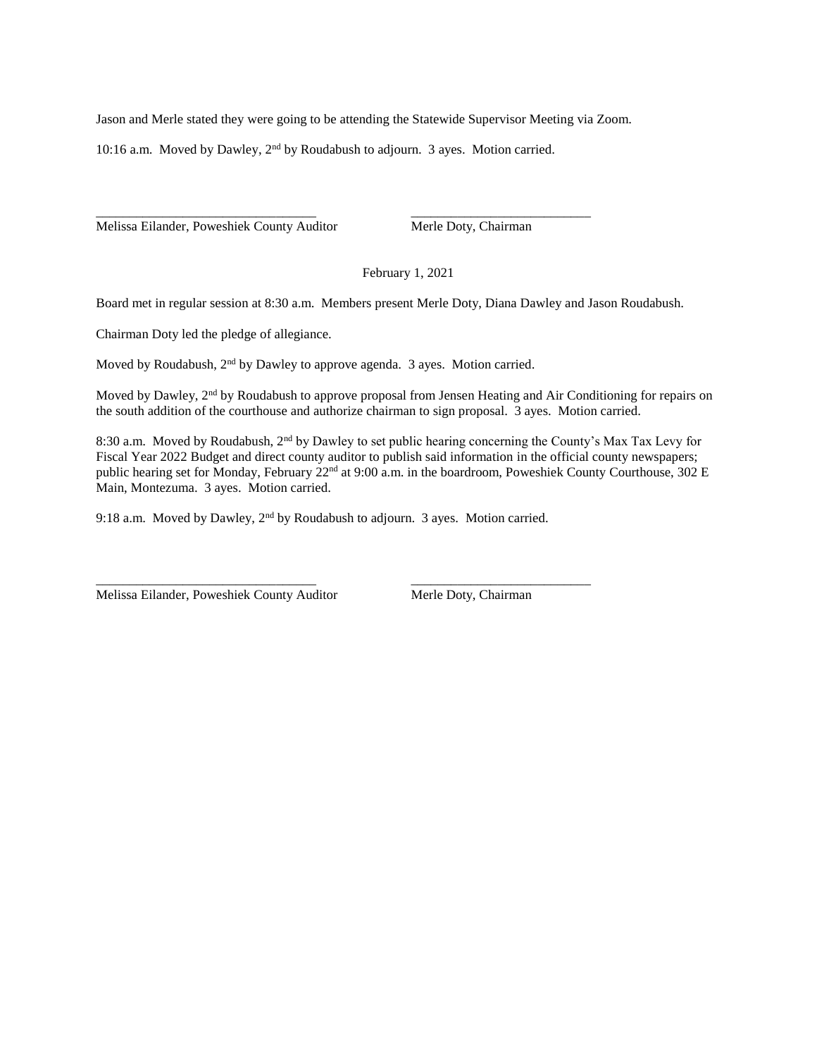Jason and Merle stated they were going to be attending the Statewide Supervisor Meeting via Zoom.

10:16 a.m. Moved by Dawley, 2nd by Roudabush to adjourn. 3 ayes. Motion carried.

_________________________________ ___________________________

Melissa Eilander, Poweshiek County Auditor Merle Doty, Chairman

February 1, 2021

Board met in regular session at 8:30 a.m. Members present Merle Doty, Diana Dawley and Jason Roudabush.

Chairman Doty led the pledge of allegiance.

Moved by Roudabush, 2nd by Dawley to approve agenda. 3 ayes. Motion carried.

Moved by Dawley, 2nd by Roudabush to approve proposal from Jensen Heating and Air Conditioning for repairs on the south addition of the courthouse and authorize chairman to sign proposal. 3 ayes. Motion carried.

8:30 a.m. Moved by Roudabush, 2nd by Dawley to set public hearing concerning the County's Max Tax Levy for Fiscal Year 2022 Budget and direct county auditor to publish said information in the official county newspapers; public hearing set for Monday, February 22nd at 9:00 a.m. in the boardroom, Poweshiek County Courthouse, 302 E Main, Montezuma. 3 ayes. Motion carried.

9:18 a.m. Moved by Dawley, 2nd by Roudabush to adjourn. 3 ayes. Motion carried.

_________________________________ ___________________________

Melissa Eilander, Poweshiek County Auditor Merle Doty, Chairman